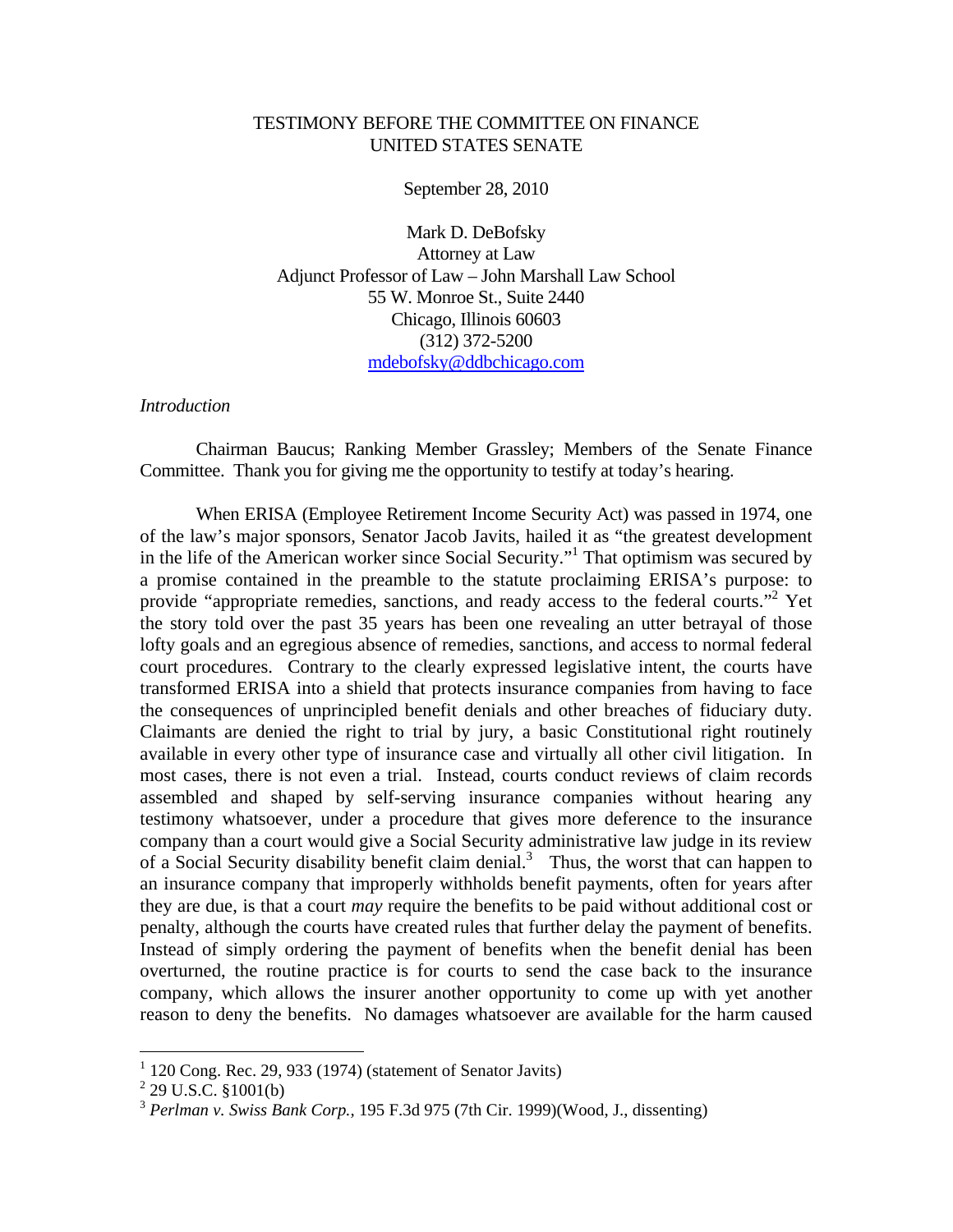TESTIMONY BEFORE THE COMMITTEE ON FINANCE
UNITED STATES SENATE

September 28, 2010

Mark D. DeBofsky
Attorney at Law
Adjunct Professor of Law – John Marshall Law School
55 W. Monroe St., Suite 2440
Chicago, Illinois 60603
(312) 372-5200
mdebofsky@ddbchicago.com

*Introduction*

Chairman Baucus; Ranking Member Grassley; Members of the Senate Finance Committee. Thank you for giving me the opportunity to testify at today's hearing.

When ERISA (Employee Retirement Income Security Act) was passed in 1974, one of the law's major sponsors, Senator Jacob Javits, hailed it as "the greatest development in the life of the American worker since Social Security."[1] That optimism was secured by a promise contained in the preamble to the statute proclaiming ERISA's purpose: to provide "appropriate remedies, sanctions, and ready access to the federal courts."[2] Yet the story told over the past 35 years has been one revealing an utter betrayal of those lofty goals and an egregious absence of remedies, sanctions, and access to normal federal court procedures. Contrary to the clearly expressed legislative intent, the courts have transformed ERISA into a shield that protects insurance companies from having to face the consequences of unprincipled benefit denials and other breaches of fiduciary duty. Claimants are denied the right to trial by jury, a basic Constitutional right routinely available in every other type of insurance case and virtually all other civil litigation. In most cases, there is not even a trial. Instead, courts conduct reviews of claim records assembled and shaped by self-serving insurance companies without hearing any testimony whatsoever, under a procedure that gives more deference to the insurance company than a court would give a Social Security administrative law judge in its review of a Social Security disability benefit claim denial.[3] Thus, the worst that can happen to an insurance company that improperly withholds benefit payments, often for years after they are due, is that a court *may* require the benefits to be paid without additional cost or penalty, although the courts have created rules that further delay the payment of benefits. Instead of simply ordering the payment of benefits when the benefit denial has been overturned, the routine practice is for courts to send the case back to the insurance company, which allows the insurer another opportunity to come up with yet another reason to deny the benefits. No damages whatsoever are available for the harm caused

---

[1] 120 Cong. Rec. 29, 933 (1974) (statement of Senator Javits)

[2] 29 U.S.C. §1001(b)

[3] *Perlman v. Swiss Bank Corp.,* 195 F.3d 975 (7th Cir. 1999)(Wood, J., dissenting)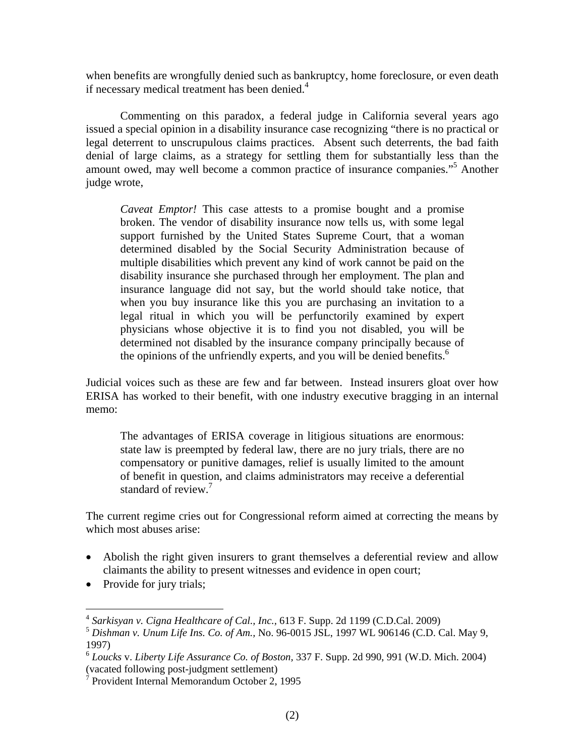when benefits are wrongfully denied such as bankruptcy, home foreclosure, or even death if necessary medical treatment has been denied.[4]

Commenting on this paradox, a federal judge in California several years ago issued a special opinion in a disability insurance case recognizing "there is no practical or legal deterrent to unscrupulous claims practices. Absent such deterrents, the bad faith denial of large claims, as a strategy for settling them for substantially less than the amount owed, may well become a common practice of insurance companies."[5] Another judge wrote,

> *Caveat Emptor!* This case attests to a promise bought and a promise broken. The vendor of disability insurance now tells us, with some legal support furnished by the United States Supreme Court, that a woman determined disabled by the Social Security Administration because of multiple disabilities which prevent any kind of work cannot be paid on the disability insurance she purchased through her employment. The plan and insurance language did not say, but the world should take notice, that when you buy insurance like this you are purchasing an invitation to a legal ritual in which you will be perfunctorily examined by expert physicians whose objective it is to find you not disabled, you will be determined not disabled by the insurance company principally because of the opinions of the unfriendly experts, and you will be denied benefits.[6]

Judicial voices such as these are few and far between. Instead insurers gloat over how ERISA has worked to their benefit, with one industry executive bragging in an internal memo:

> The advantages of ERISA coverage in litigious situations are enormous: state law is preempted by federal law, there are no jury trials, there are no compensatory or punitive damages, relief is usually limited to the amount of benefit in question, and claims administrators may receive a deferential standard of review.[7]

The current regime cries out for Congressional reform aimed at correcting the means by which most abuses arise:

- Abolish the right given insurers to grant themselves a deferential review and allow claimants the ability to present witnesses and evidence in open court;
- Provide for jury trials;

---

[4] *Sarkisyan v. Cigna Healthcare of Cal., Inc.*, 613 F. Supp. 2d 1199 (C.D.Cal. 2009)

[5] *Dishman v. Unum Life Ins. Co. of Am.*, No. 96-0015 JSL, 1997 WL 906146 (C.D. Cal. May 9, 1997)

[6] *Loucks* v. *Liberty Life Assurance Co. of Boston*, 337 F. Supp. 2d 990, 991 (W.D. Mich. 2004) (vacated following post-judgment settlement)

[7] Provident Internal Memorandum October 2, 1995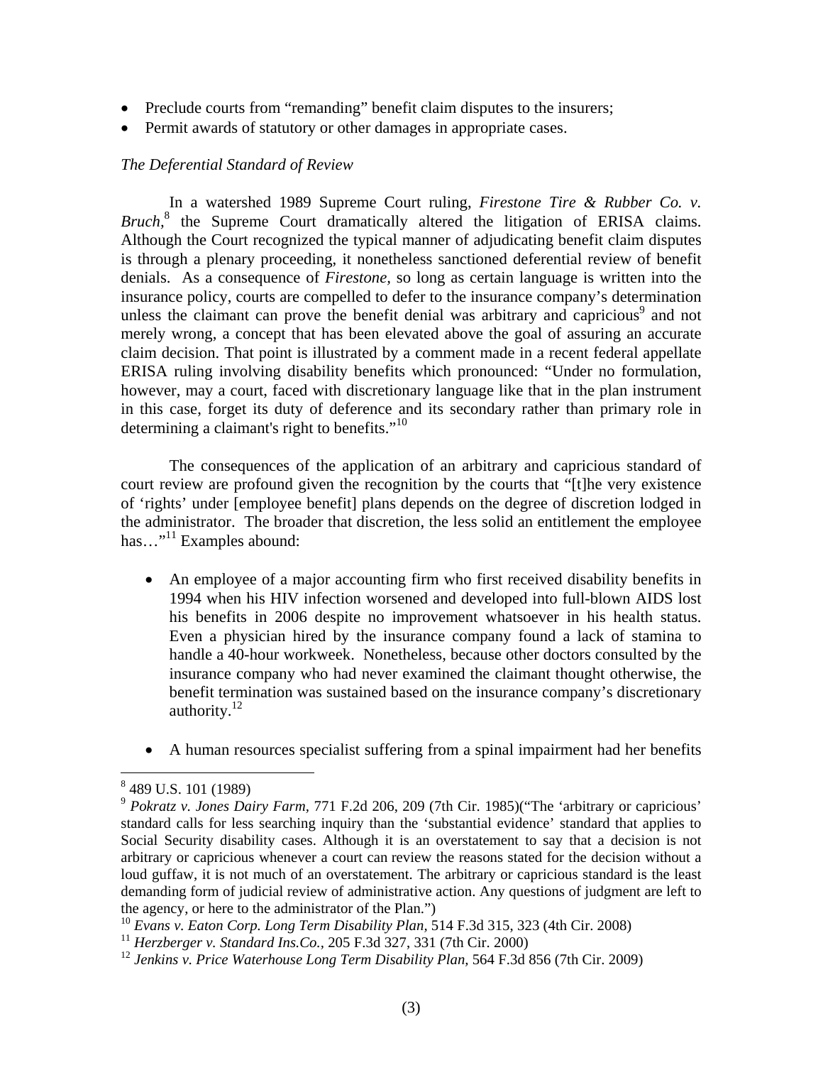- Preclude courts from "remanding" benefit claim disputes to the insurers;
- Permit awards of statutory or other damages in appropriate cases.

*The Deferential Standard of Review*

In a watershed 1989 Supreme Court ruling, *Firestone Tire & Rubber Co. v. Bruch*,[8] the Supreme Court dramatically altered the litigation of ERISA claims. Although the Court recognized the typical manner of adjudicating benefit claim disputes is through a plenary proceeding, it nonetheless sanctioned deferential review of benefit denials. As a consequence of *Firestone*, so long as certain language is written into the insurance policy, courts are compelled to defer to the insurance company's determination unless the claimant can prove the benefit denial was arbitrary and capricious[9] and not merely wrong, a concept that has been elevated above the goal of assuring an accurate claim decision. That point is illustrated by a comment made in a recent federal appellate ERISA ruling involving disability benefits which pronounced: "Under no formulation, however, may a court, faced with discretionary language like that in the plan instrument in this case, forget its duty of deference and its secondary rather than primary role in determining a claimant's right to benefits."[10]

The consequences of the application of an arbitrary and capricious standard of court review are profound given the recognition by the courts that "[t]he very existence of 'rights' under [employee benefit] plans depends on the degree of discretion lodged in the administrator. The broader that discretion, the less solid an entitlement the employee has…"[11] Examples abound:

- An employee of a major accounting firm who first received disability benefits in 1994 when his HIV infection worsened and developed into full-blown AIDS lost his benefits in 2006 despite no improvement whatsoever in his health status. Even a physician hired by the insurance company found a lack of stamina to handle a 40-hour workweek. Nonetheless, because other doctors consulted by the insurance company who had never examined the claimant thought otherwise, the benefit termination was sustained based on the insurance company's discretionary authority.[12]

- A human resources specialist suffering from a spinal impairment had her benefits

---

[8] 489 U.S. 101 (1989)

[9] *Pokratz v. Jones Dairy Farm*, 771 F.2d 206, 209 (7th Cir. 1985)("The 'arbitrary or capricious' standard calls for less searching inquiry than the 'substantial evidence' standard that applies to Social Security disability cases. Although it is an overstatement to say that a decision is not arbitrary or capricious whenever a court can review the reasons stated for the decision without a loud guffaw, it is not much of an overstatement. The arbitrary or capricious standard is the least demanding form of judicial review of administrative action. Any questions of judgment are left to the agency, or here to the administrator of the Plan.")

[10] *Evans v. Eaton Corp. Long Term Disability Plan*, 514 F.3d 315, 323 (4th Cir. 2008)

[11] *Herzberger v. Standard Ins.Co.*, 205 F.3d 327, 331 (7th Cir. 2000)

[12] *Jenkins v. Price Waterhouse Long Term Disability Plan*, 564 F.3d 856 (7th Cir. 2009)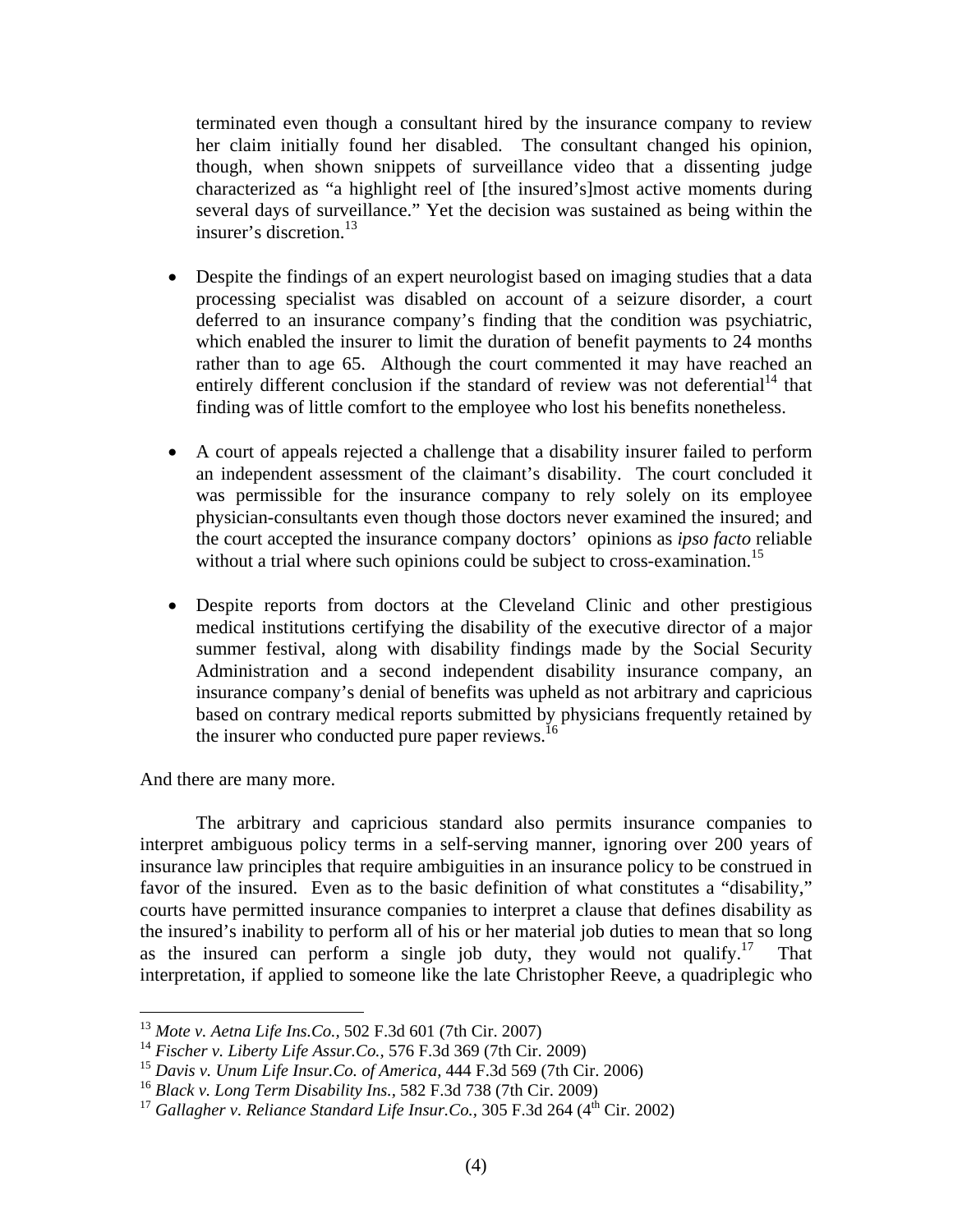terminated even though a consultant hired by the insurance company to review her claim initially found her disabled. The consultant changed his opinion, though, when shown snippets of surveillance video that a dissenting judge characterized as "a highlight reel of [the insured's]most active moments during several days of surveillance." Yet the decision was sustained as being within the insurer's discretion.[13]

- Despite the findings of an expert neurologist based on imaging studies that a data processing specialist was disabled on account of a seizure disorder, a court deferred to an insurance company's finding that the condition was psychiatric, which enabled the insurer to limit the duration of benefit payments to 24 months rather than to age 65. Although the court commented it may have reached an entirely different conclusion if the standard of review was not deferential[14] that finding was of little comfort to the employee who lost his benefits nonetheless.

- A court of appeals rejected a challenge that a disability insurer failed to perform an independent assessment of the claimant's disability. The court concluded it was permissible for the insurance company to rely solely on its employee physician-consultants even though those doctors never examined the insured; and the court accepted the insurance company doctors' opinions as *ipso facto* reliable without a trial where such opinions could be subject to cross-examination.[15]

- Despite reports from doctors at the Cleveland Clinic and other prestigious medical institutions certifying the disability of the executive director of a major summer festival, along with disability findings made by the Social Security Administration and a second independent disability insurance company, an insurance company's denial of benefits was upheld as not arbitrary and capricious based on contrary medical reports submitted by physicians frequently retained by the insurer who conducted pure paper reviews.[16]

And there are many more.

The arbitrary and capricious standard also permits insurance companies to interpret ambiguous policy terms in a self-serving manner, ignoring over 200 years of insurance law principles that require ambiguities in an insurance policy to be construed in favor of the insured. Even as to the basic definition of what constitutes a "disability," courts have permitted insurance companies to interpret a clause that defines disability as the insured's inability to perform all of his or her material job duties to mean that so long as the insured can perform a single job duty, they would not qualify.[17] That interpretation, if applied to someone like the late Christopher Reeve, a quadriplegic who

---

[13] *Mote v. Aetna Life Ins.Co.*, 502 F.3d 601 (7th Cir. 2007)

[14] *Fischer v. Liberty Life Assur.Co.*, 576 F.3d 369 (7th Cir. 2009)

[15] *Davis v. Unum Life Insur.Co. of America*, 444 F.3d 569 (7th Cir. 2006)

[16] *Black v. Long Term Disability Ins.*, 582 F.3d 738 (7th Cir. 2009)

[17] *Gallagher v. Reliance Standard Life Insur.Co.*, 305 F.3d 264 (4th Cir. 2002)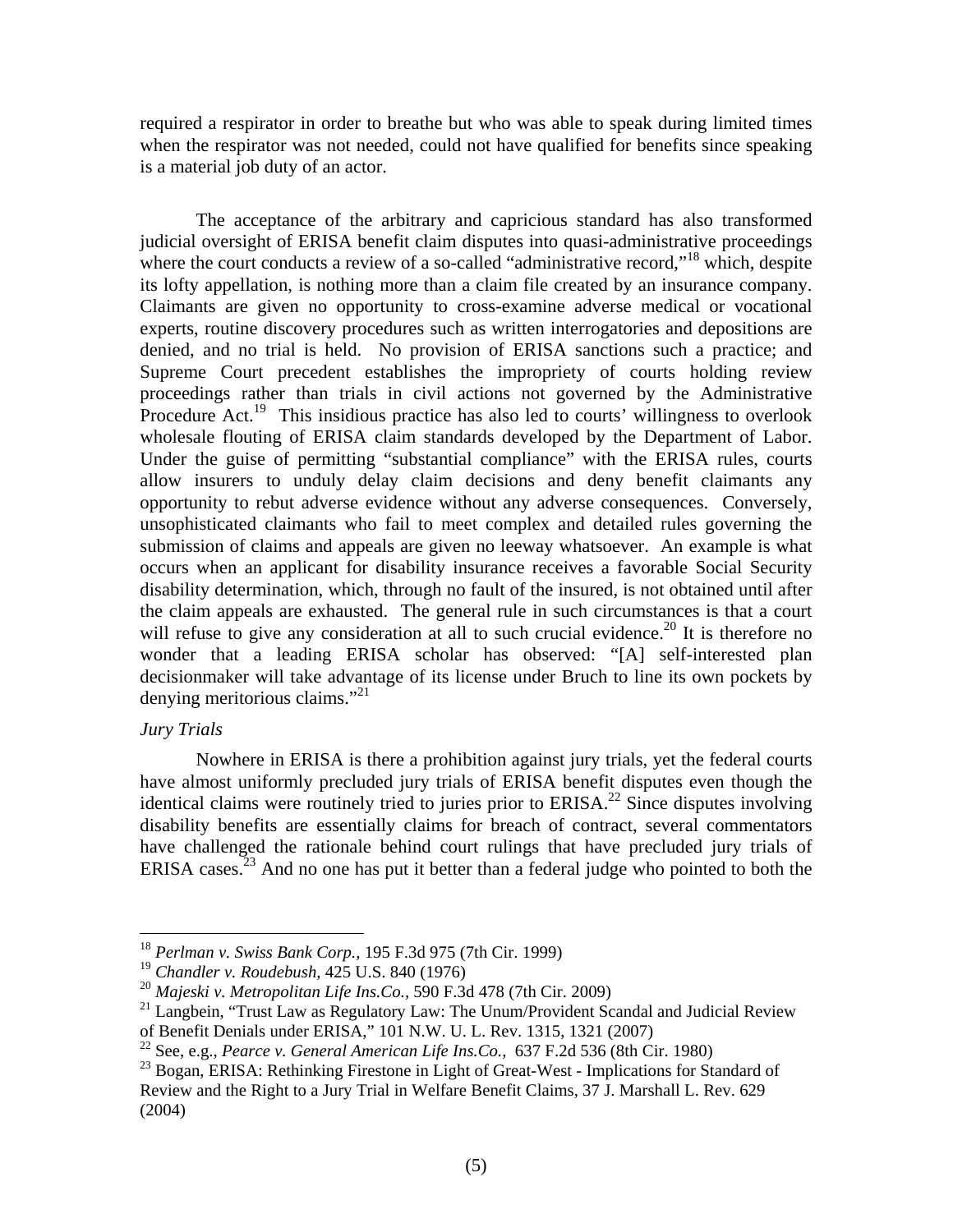required a respirator in order to breathe but who was able to speak during limited times when the respirator was not needed, could not have qualified for benefits since speaking is a material job duty of an actor.

The acceptance of the arbitrary and capricious standard has also transformed judicial oversight of ERISA benefit claim disputes into quasi-administrative proceedings where the court conducts a review of a so-called "administrative record,"[18] which, despite its lofty appellation, is nothing more than a claim file created by an insurance company. Claimants are given no opportunity to cross-examine adverse medical or vocational experts, routine discovery procedures such as written interrogatories and depositions are denied, and no trial is held. No provision of ERISA sanctions such a practice; and Supreme Court precedent establishes the impropriety of courts holding review proceedings rather than trials in civil actions not governed by the Administrative Procedure Act.[19] This insidious practice has also led to courts' willingness to overlook wholesale flouting of ERISA claim standards developed by the Department of Labor. Under the guise of permitting "substantial compliance" with the ERISA rules, courts allow insurers to unduly delay claim decisions and deny benefit claimants any opportunity to rebut adverse evidence without any adverse consequences. Conversely, unsophisticated claimants who fail to meet complex and detailed rules governing the submission of claims and appeals are given no leeway whatsoever. An example is what occurs when an applicant for disability insurance receives a favorable Social Security disability determination, which, through no fault of the insured, is not obtained until after the claim appeals are exhausted. The general rule in such circumstances is that a court will refuse to give any consideration at all to such crucial evidence.[20] It is therefore no wonder that a leading ERISA scholar has observed: "[A] self-interested plan decisionmaker will take advantage of its license under Bruch to line its own pockets by denying meritorious claims."[21]

*Jury Trials*

Nowhere in ERISA is there a prohibition against jury trials, yet the federal courts have almost uniformly precluded jury trials of ERISA benefit disputes even though the identical claims were routinely tried to juries prior to ERISA.[22] Since disputes involving disability benefits are essentially claims for breach of contract, several commentators have challenged the rationale behind court rulings that have precluded jury trials of ERISA cases.[23] And no one has put it better than a federal judge who pointed to both the

---

[18] *Perlman v. Swiss Bank Corp.,* 195 F.3d 975 (7th Cir. 1999)

[19] *Chandler v. Roudebush,* 425 U.S. 840 (1976)

[20] *Majeski v. Metropolitan Life Ins.Co.,* 590 F.3d 478 (7th Cir. 2009)

[21] Langbein, "Trust Law as Regulatory Law: The Unum/Provident Scandal and Judicial Review of Benefit Denials under ERISA," 101 N.W. U. L. Rev. 1315, 1321 (2007)

[22] See, e.g., *Pearce v. General American Life Ins.Co.,* 637 F.2d 536 (8th Cir. 1980)

[23] Bogan, ERISA: Rethinking Firestone in Light of Great-West - Implications for Standard of Review and the Right to a Jury Trial in Welfare Benefit Claims, 37 J. Marshall L. Rev. 629 (2004)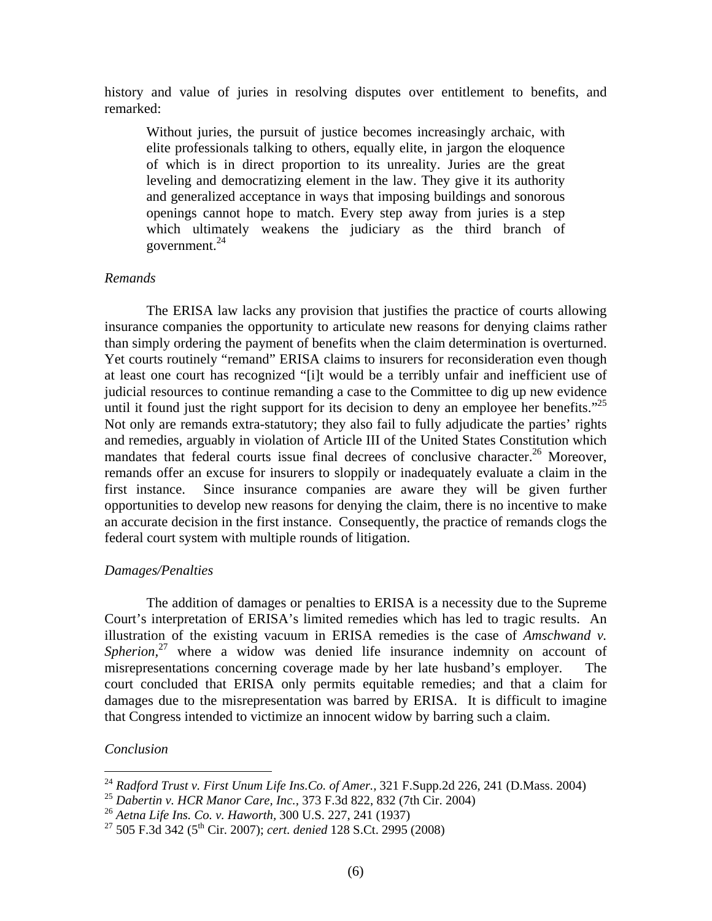history and value of juries in resolving disputes over entitlement to benefits, and remarked:

> Without juries, the pursuit of justice becomes increasingly archaic, with elite professionals talking to others, equally elite, in jargon the eloquence of which is in direct proportion to its unreality. Juries are the great leveling and democratizing element in the law. They give it its authority and generalized acceptance in ways that imposing buildings and sonorous openings cannot hope to match. Every step away from juries is a step which ultimately weakens the judiciary as the third branch of government.[24]

*Remands*

The ERISA law lacks any provision that justifies the practice of courts allowing insurance companies the opportunity to articulate new reasons for denying claims rather than simply ordering the payment of benefits when the claim determination is overturned. Yet courts routinely "remand" ERISA claims to insurers for reconsideration even though at least one court has recognized "[i]t would be a terribly unfair and inefficient use of judicial resources to continue remanding a case to the Committee to dig up new evidence until it found just the right support for its decision to deny an employee her benefits."[25] Not only are remands extra-statutory; they also fail to fully adjudicate the parties' rights and remedies, arguably in violation of Article III of the United States Constitution which mandates that federal courts issue final decrees of conclusive character.[26] Moreover, remands offer an excuse for insurers to sloppily or inadequately evaluate a claim in the first instance. Since insurance companies are aware they will be given further opportunities to develop new reasons for denying the claim, there is no incentive to make an accurate decision in the first instance. Consequently, the practice of remands clogs the federal court system with multiple rounds of litigation.

*Damages/Penalties*

The addition of damages or penalties to ERISA is a necessity due to the Supreme Court's interpretation of ERISA's limited remedies which has led to tragic results. An illustration of the existing vacuum in ERISA remedies is the case of *Amschwand v. Spherion*,[27] where a widow was denied life insurance indemnity on account of misrepresentations concerning coverage made by her late husband's employer. The court concluded that ERISA only permits equitable remedies; and that a claim for damages due to the misrepresentation was barred by ERISA. It is difficult to imagine that Congress intended to victimize an innocent widow by barring such a claim.

*Conclusion*

---

[24] *Radford Trust v. First Unum Life Ins.Co. of Amer.,* 321 F.Supp.2d 226, 241 (D.Mass. 2004)

[25] *Dabertin v. HCR Manor Care, Inc.,* 373 F.3d 822, 832 (7th Cir. 2004)

[26] *Aetna Life Ins. Co. v. Haworth,* 300 U.S. 227, 241 (1937)

[27] 505 F.3d 342 (5th Cir. 2007); *cert. denied* 128 S.Ct. 2995 (2008)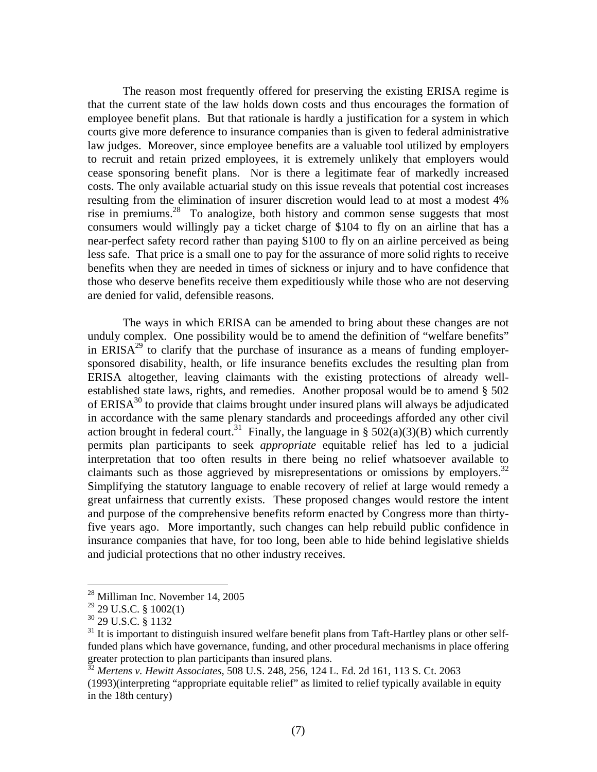The reason most frequently offered for preserving the existing ERISA regime is that the current state of the law holds down costs and thus encourages the formation of employee benefit plans. But that rationale is hardly a justification for a system in which courts give more deference to insurance companies than is given to federal administrative law judges. Moreover, since employee benefits are a valuable tool utilized by employers to recruit and retain prized employees, it is extremely unlikely that employers would cease sponsoring benefit plans. Nor is there a legitimate fear of markedly increased costs. The only available actuarial study on this issue reveals that potential cost increases resulting from the elimination of insurer discretion would lead to at most a modest 4% rise in premiums.[28] To analogize, both history and common sense suggests that most consumers would willingly pay a ticket charge of $104 to fly on an airline that has a near-perfect safety record rather than paying $100 to fly on an airline perceived as being less safe. That price is a small one to pay for the assurance of more solid rights to receive benefits when they are needed in times of sickness or injury and to have confidence that those who deserve benefits receive them expeditiously while those who are not deserving are denied for valid, defensible reasons.

The ways in which ERISA can be amended to bring about these changes are not unduly complex. One possibility would be to amend the definition of "welfare benefits" in ERISA[29] to clarify that the purchase of insurance as a means of funding employer-sponsored disability, health, or life insurance benefits excludes the resulting plan from ERISA altogether, leaving claimants with the existing protections of already well-established state laws, rights, and remedies. Another proposal would be to amend § 502 of ERISA[30] to provide that claims brought under insured plans will always be adjudicated in accordance with the same plenary standards and proceedings afforded any other civil action brought in federal court.[31] Finally, the language in § 502(a)(3)(B) which currently permits plan participants to seek *appropriate* equitable relief has led to a judicial interpretation that too often results in there being no relief whatsoever available to claimants such as those aggrieved by misrepresentations or omissions by employers.[32] Simplifying the statutory language to enable recovery of relief at large would remedy a great unfairness that currently exists. These proposed changes would restore the intent and purpose of the comprehensive benefits reform enacted by Congress more than thirty-five years ago. More importantly, such changes can help rebuild public confidence in insurance companies that have, for too long, been able to hide behind legislative shields and judicial protections that no other industry receives.

---

[28] Milliman Inc. November 14, 2005

[29] 29 U.S.C. § 1002(1)

[30] 29 U.S.C. § 1132

[31] It is important to distinguish insured welfare benefit plans from Taft-Hartley plans or other self-funded plans which have governance, funding, and other procedural mechanisms in place offering greater protection to plan participants than insured plans.

[32] *Mertens v. Hewitt Associates*, 508 U.S. 248, 256, 124 L. Ed. 2d 161, 113 S. Ct. 2063 (1993)(interpreting "appropriate equitable relief" as limited to relief typically available in equity in the 18th century)